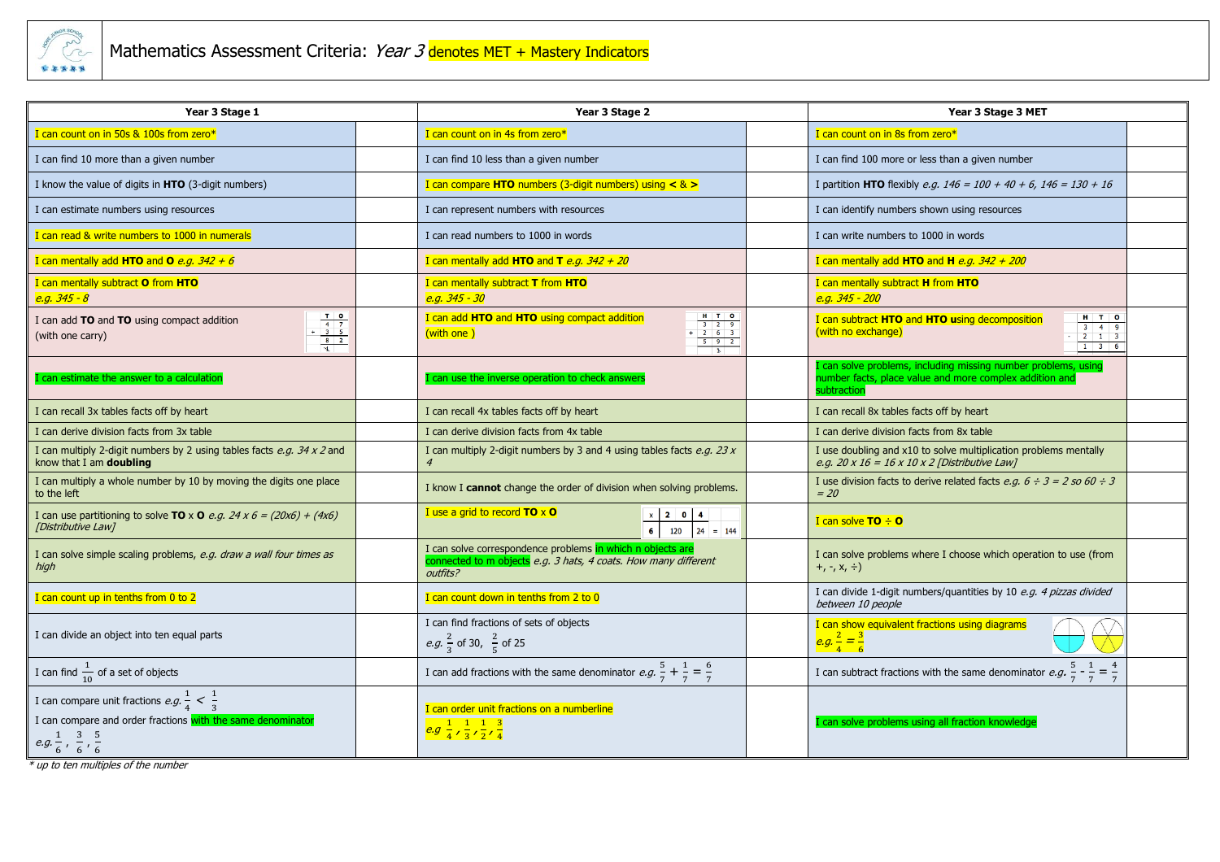# Mathematics Assessment Criteria: *Year 3* denotes MET + Mastery Indicators

| Year 3 Stage 1 | | Year 3 Stage 2 | | Year 3 Stage 3 MET | |
|---|---|---|---|---|---|
| I can count on in 50s & 100s from zero* | | I can count on in 4s from zero* | | I can count on in 8s from zero* | |
| I can find 10 more than a given number | | I can find 10 less than a given number | | I can find 100 more or less than a given number | |
| I know the value of digits in **HTO** (3-digit numbers) | | I can compare **HTO** numbers (3-digit numbers) using **<** & **>** | | I partition **HTO** flexibly *e.g. 146 = 100 + 40 + 6, 146 = 130 + 16* | |
| I can estimate numbers using resources | | I can represent numbers with resources | | I can identify numbers shown using resources | |
| I can read & write numbers to 1000 in numerals | | I can read numbers to 1000 in words | | I can write numbers to 1000 in words | |
| I can mentally add **HTO** and **O** *e.g. 342 + 6* | | I can mentally add **HTO** and **T** *e.g. 342 + 20* | | I can mentally add **HTO** and **H** *e.g. 342 + 200* | |
| I can mentally subtract **O** from **HTO** *e.g. 345 - 8* | | I can mentally subtract **T** from **HTO** *e.g. 345 - 30* | | I can mentally subtract **H** from **HTO** *e.g. 345 - 200* | |
| I can add **TO** and **TO** using compact addition (with one carry) [T O: 4 7 + 3 5 = 8 2, carry 1] | | I can add **HTO** and **HTO** using compact addition (with one ) [H T O: 3 2 9 + 2 6 3 = 5 9 2, carry 1] | | I can subtract **HTO** and **HTO** using decomposition (with no exchange) [H T O: 3 4 9 - 2 1 3 = 1 3 6] | |
| I can estimate the answer to a calculation | | I can use the inverse operation to check answers | | I can solve problems, including missing number problems, using number facts, place value and more complex addition and subtraction | |
| I can recall 3x tables facts off by heart | | I can recall 4x tables facts off by heart | | I can recall 8x tables facts off by heart | |
| I can derive division facts from 3x table | | I can derive division facts from 4x table | | I can derive division facts from 8x table | |
| I can multiply 2-digit numbers by 2 using tables facts *e.g. 34 x 2* and know that I am **doubling** | | I can multiply 2-digit numbers by 3 and 4 using tables facts *e.g. 23 x 4* | | I use doubling and x10 to solve multiplication problems mentally *e.g. 20 x 16 = 16 x 10 x 2 [Distributive Law]* | |
| I can multiply a whole number by 10 by moving the digits one place to the left | | I know I **cannot** change the order of division when solving problems. | | I use division facts to derive related facts *e.g. 6 ÷ 3 = 2 so 60 ÷ 3 = 20* | |
| I can use partitioning to solve **TO** x **O** *e.g. 24 x 6 = (20x6) + (4x6) [Distributive Law]* | | I use a grid to record **TO** x **O** [x \| 20 \| 4; 6 \| 120 \| 24 = 144] | | I can solve **TO** ÷ **O** | |
| I can solve simple scaling problems, *e.g. draw a wall four times as high* | | I can solve correspondence problems in which n objects are connected to m objects *e.g. 3 hats, 4 coats. How many different outfits?* | | I can solve problems where I choose which operation to use (from +, -, x, ÷) | |
| I can count up in tenths from 0 to 2 | | I can count down in tenths from 2 to 0 | | I can divide 1-digit numbers/quantities by 10 *e.g. 4 pizzas divided between 10 people* | |
| I can divide an object into ten equal parts | | I can find fractions of sets of objects *e.g.* $\frac{2}{3}$ of 30, $\frac{2}{5}$ of 25 | | I can show equivalent fractions using diagrams *e.g.* $\frac{2}{4} = \frac{3}{6}$ | |
| I can find $\frac{1}{10}$ of a set of objects | | I can add fractions with the same denominator *e.g.* $\frac{5}{7} + \frac{1}{7} = \frac{6}{7}$ | | I can subtract fractions with the same denominator *e.g.* $\frac{5}{7} - \frac{1}{7} = \frac{4}{7}$ | |
| I can compare unit fractions *e.g.* $\frac{1}{4} < \frac{1}{3}$ <br> I can compare and order fractions with the same denominator *e.g.* $\frac{1}{6}$, $\frac{3}{6}$, $\frac{5}{6}$ | | I can order unit fractions on a numberline *e.g* $\frac{1}{4}$, $\frac{1}{3}$, $\frac{1}{2}$, $\frac{3}{4}$ | | I can solve problems using all fraction knowledge | |

*\* up to ten multiples of the number*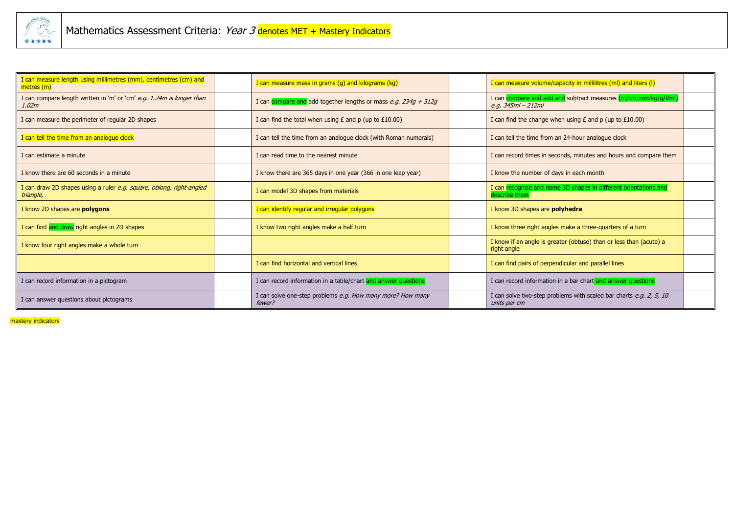# Mathematics Assessment Criteria: *Year 3* denotes MET + Mastery Indicators

| | | | | | |
|---|---|---|---|---|---|
| I can measure length using millimetres (mm), centimetres (cm) and metres (m) | | I can measure mass in grams (g) and kilograms (kg) | | I can measure volume/capacity in millilitres (ml) and liters (l) | |
| I can compare length written in 'm' or 'cm' *e.g. 1.24m is longer than 1.02m* | | I can compare and add together lengths or mass *e.g. 234g + 312g* | | I can compare and add and subtract measures (m/cm/mm/kg/g/l/ml) *e.g. 345ml – 212ml* | |
| I can measure the perimeter of regular 2D shapes | | I can find the total when using £ and p (up to £10.00) | | I can find the change when using £ and p (up to £10.00) | |
| I can tell the time from an analogue clock | | I can tell the time from an analogue clock (with Roman numerals) | | I can tell the time from an 24-hour analogue clock | |
| I can estimate a minute | | I can read time to the nearest minute | | I can record times in seconds, minutes and hours and compare them | |
| I know there are 60 seconds in a minute | | I know there are 365 days in one year (366 in one leap year) | | I know the number of days in each month | |
| I can draw 2D shapes using a ruler *e.g. square, oblong, right-angled triangle,* | | I can model 3D shapes from materials | | I can recognise and name 3D shapes in different orientations and describe them | |
| I know 2D shapes are **polygons** | | I can identify regular and irregular polygons | | I know 3D shapes are **polyhedra** | |
| I can find and draw right angles in 2D shapes | | I know two right angles make a half turn | | I know three right angles make a three-quarters of a turn | |
| I know four right angles make a whole turn | | | | I know if an angle is greater (obtuse) than or less than (acute) a right angle | |
| | | I can find horizontal and vertical lines | | I can find pairs of perpendicular and parallel lines | |
| I can record information in a pictogram | | I can record information in a table/chart and answer questions | | I can record information in a bar chart and answer questions | |
| I can answer questions about pictograms | | I can solve one-step problems *e.g. How many more? How many fewer?* | | I can solve two-step problems with scaled bar charts *e.g. 2, 5, 10 units per cm* | |

mastery indicators